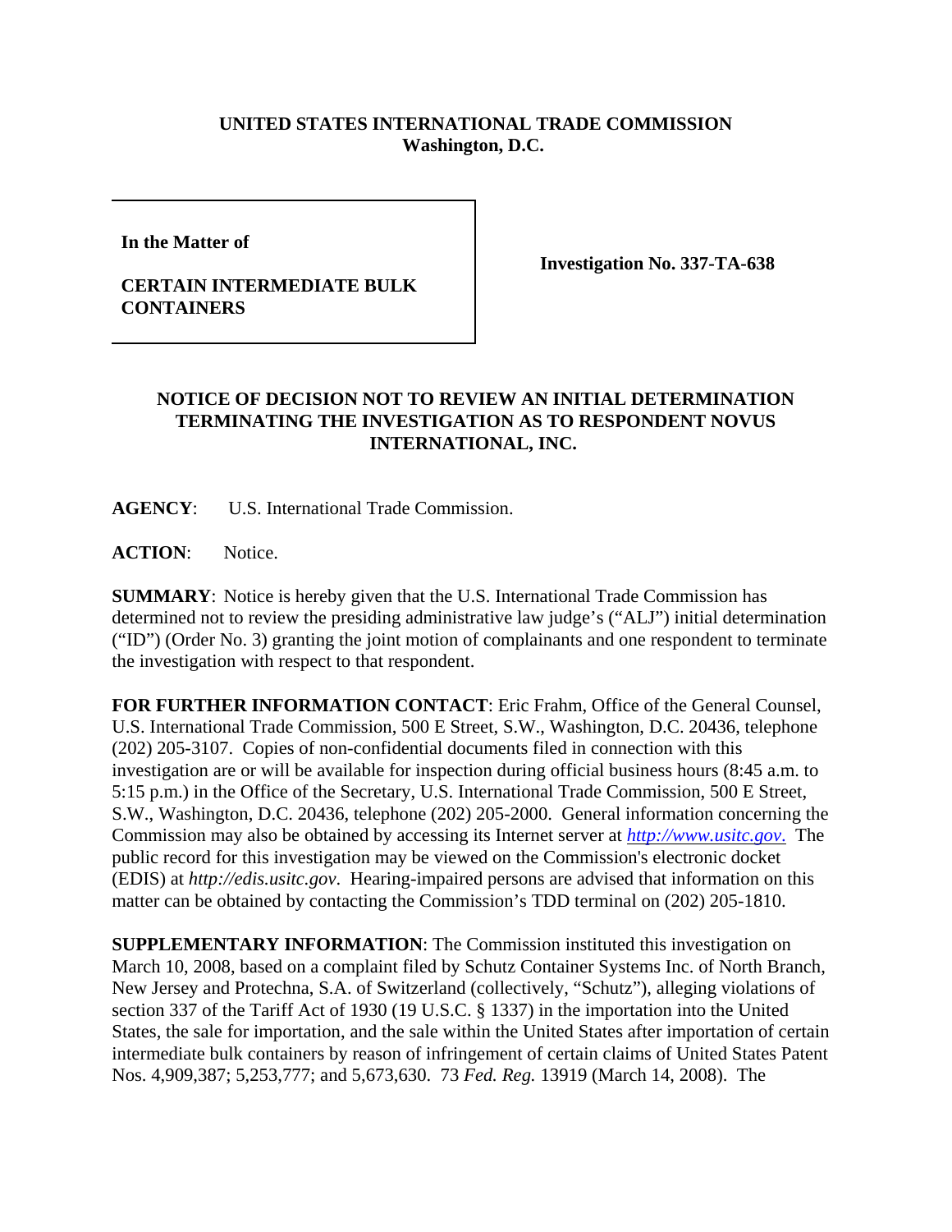**UNITED STATES INTERNATIONAL TRADE COMMISSION**
**Washington, D.C.**

| In the Matter of<br><br>**CERTAIN INTERMEDIATE BULK CONTAINERS** | **Investigation No. 337-TA-638** |
|---|---|

**NOTICE OF DECISION NOT TO REVIEW AN INITIAL DETERMINATION TERMINATING THE INVESTIGATION AS TO RESPONDENT NOVUS INTERNATIONAL, INC.**

**AGENCY**: U.S. International Trade Commission.

**ACTION**: Notice.

**SUMMARY**: Notice is hereby given that the U.S. International Trade Commission has determined not to review the presiding administrative law judge's ("ALJ") initial determination ("ID") (Order No. 3) granting the joint motion of complainants and one respondent to terminate the investigation with respect to that respondent.

**FOR FURTHER INFORMATION CONTACT**: Eric Frahm, Office of the General Counsel, U.S. International Trade Commission, 500 E Street, S.W., Washington, D.C. 20436, telephone (202) 205-3107. Copies of non-confidential documents filed in connection with this investigation are or will be available for inspection during official business hours (8:45 a.m. to 5:15 p.m.) in the Office of the Secretary, U.S. International Trade Commission, 500 E Street, S.W., Washington, D.C. 20436, telephone (202) 205-2000. General information concerning the Commission may also be obtained by accessing its Internet server at *http://www.usitc.gov.* The public record for this investigation may be viewed on the Commission's electronic docket (EDIS) at *http://edis.usitc.gov.* Hearing-impaired persons are advised that information on this matter can be obtained by contacting the Commission's TDD terminal on (202) 205-1810.

**SUPPLEMENTARY INFORMATION**: The Commission instituted this investigation on March 10, 2008, based on a complaint filed by Schutz Container Systems Inc. of North Branch, New Jersey and Protechna, S.A. of Switzerland (collectively, "Schutz"), alleging violations of section 337 of the Tariff Act of 1930 (19 U.S.C. § 1337) in the importation into the United States, the sale for importation, and the sale within the United States after importation of certain intermediate bulk containers by reason of infringement of certain claims of United States Patent Nos. 4,909,387; 5,253,777; and 5,673,630. 73 *Fed. Reg.* 13919 (March 14, 2008). The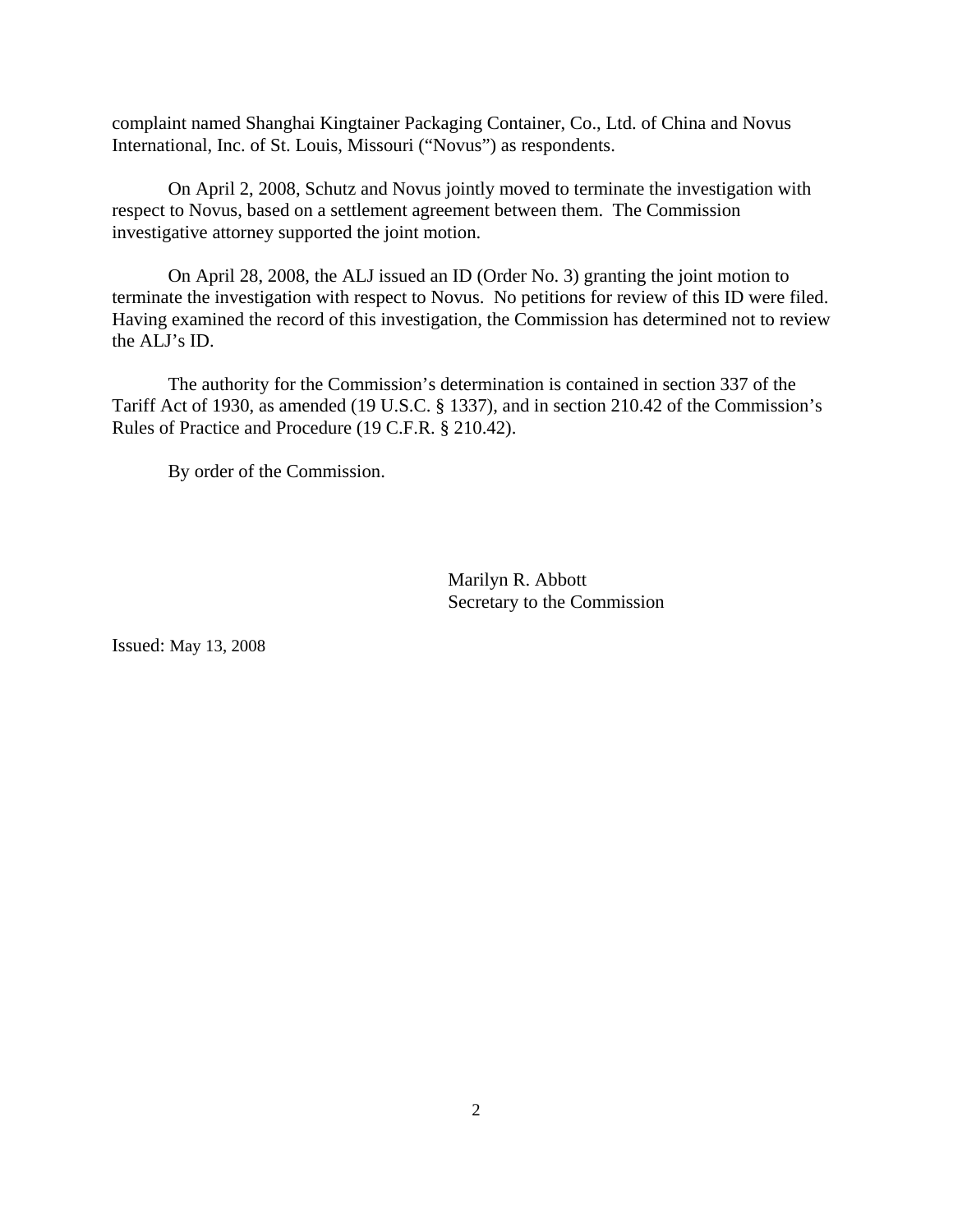complaint named Shanghai Kingtainer Packaging Container, Co., Ltd. of China and Novus International, Inc. of St. Louis, Missouri ("Novus") as respondents.

On April 2, 2008, Schutz and Novus jointly moved to terminate the investigation with respect to Novus, based on a settlement agreement between them. The Commission investigative attorney supported the joint motion.

On April 28, 2008, the ALJ issued an ID (Order No. 3) granting the joint motion to terminate the investigation with respect to Novus. No petitions for review of this ID were filed. Having examined the record of this investigation, the Commission has determined not to review the ALJ's ID.

The authority for the Commission's determination is contained in section 337 of the Tariff Act of 1930, as amended (19 U.S.C. § 1337), and in section 210.42 of the Commission's Rules of Practice and Procedure (19 C.F.R. § 210.42).

By order of the Commission.

Marilyn R. Abbott
Secretary to the Commission

Issued: May 13, 2008